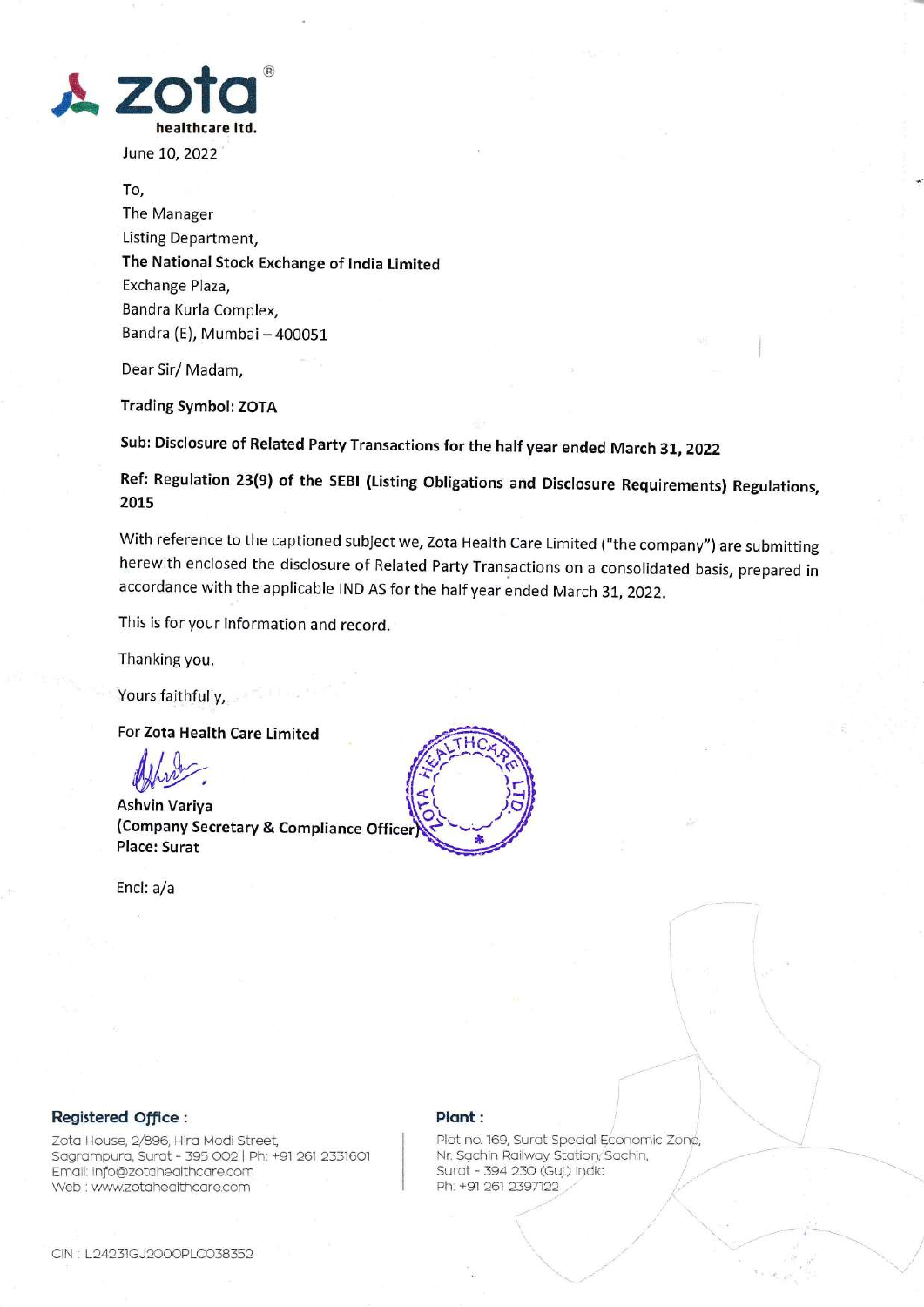**zota** ®
**healthcare ltd.**

June 10, 2022

To,
The Manager
Listing Department,
**The National Stock Exchange of India Limited**
Exchange Plaza,
Bandra Kurla Complex,
Bandra (E), Mumbai – 400051

Dear Sir/ Madam,

**Trading Symbol: ZOTA**

**Sub: Disclosure of Related Party Transactions for the half year ended March 31, 2022**

**Ref: Regulation 23(9) of the SEBI (Listing Obligations and Disclosure Requirements) Regulations, 2015**

With reference to the captioned subject we, Zota Health Care Limited ("the company") are submitting herewith enclosed the disclosure of Related Party Transactions on a consolidated basis, prepared in accordance with the applicable IND AS for the half year ended March 31, 2022.

This is for your information and record.

Thanking you,

Yours faithfully,

**For Zota Health Care Limited**

**Ashvin Variya**
**(Company Secretary & Compliance Officer)**
**Place: Surat**

Encl: a/a

**Registered Office :**

Zota House, 2/896, Hira Modi Street,
Sagrampura, Surat - 395 002 | Ph: +91 261 2331601
Email: info@zotahealthcare.com
Web : www.zotahealthcare.com

**Plant :**

Plot no. 169, Surat Special Economic Zone,
Nr. Sachin Railway Station, Sachin,
Surat - 394 230 (Guj.) India
Ph. +91 261 2397122

CIN : L24231GJ2000PLC038352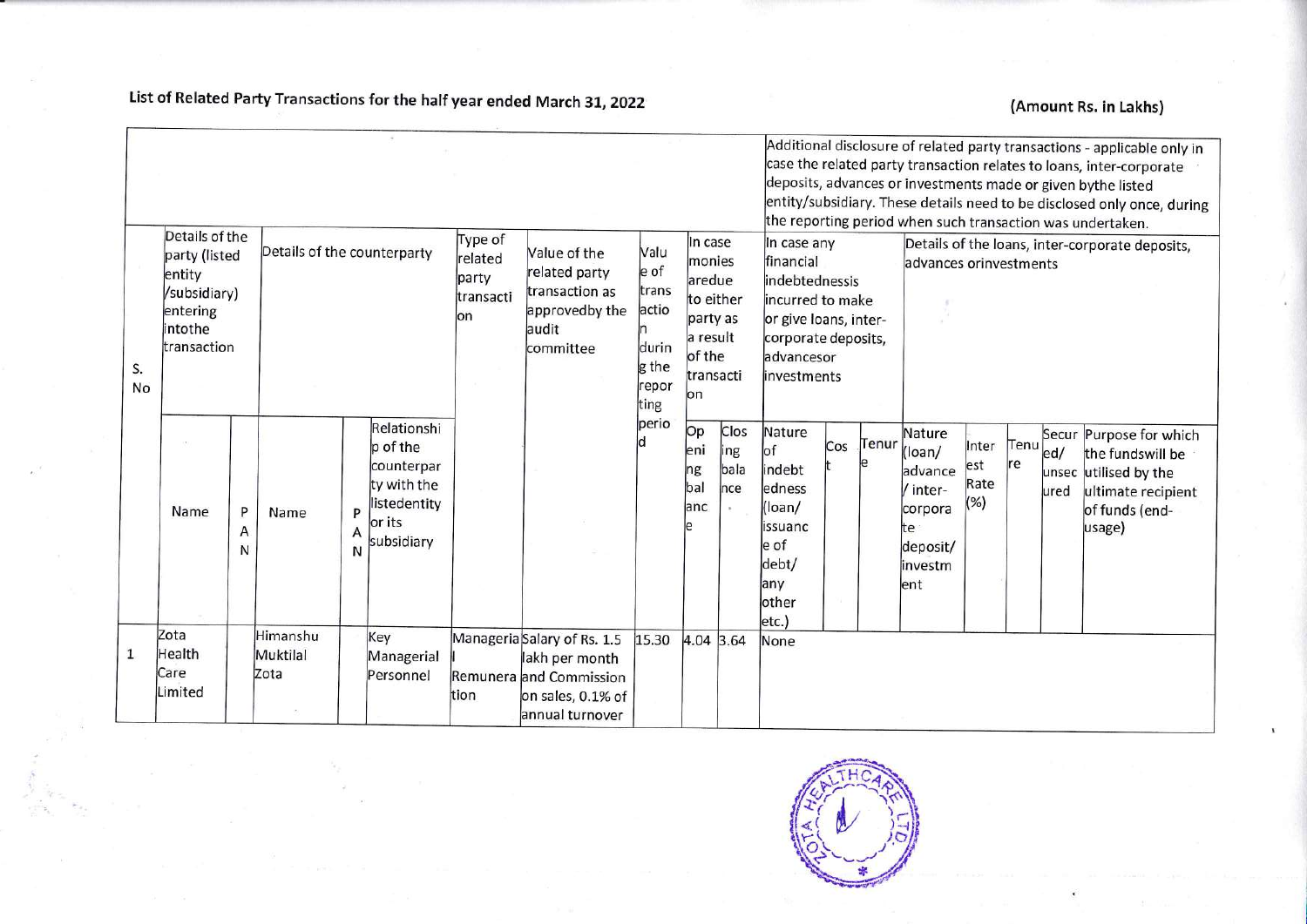List of Related Party Transactions for the half year ended March 31, 2022

(Amount Rs. in Lakhs)

| S. No | Details of the party (listed entity /subsidiary) entering intothe transaction | | Details of the counterparty | | | Type of related party transaction | Value of the related party transaction as approvedby the audit committee | Value of transaction during the reporting period | In case monies aredue to either party as a result of the transaction | | Additional disclosure of related party transactions - applicable only in case the related party transaction relates to loans, inter-corporate deposits, advances or investments made or given bythe listed entity/subsidiary. These details need to be disclosed only once, during the reporting period when such transaction was undertaken. | | | | | | | |
|---|---|---|---|---|---|---|---|---|---|---|---|---|---|---|---|---|---|---|
| | | | | | | | | | | | In case any financial indebtednessis incurred to make or give loans, inter-corporate deposits, advancesor investments | | | Details of the loans, inter-corporate deposits, advances orinvestments | | | | |
| | Name | PAN | Name | PAN | Relationship of the counterparty with the listedentity or its subsidiary | | | | Opening balance | Closing balance | Nature of indebtedness (loan/ issuance of debt/ any other etc.) | Cost | Tenure | Nature (loan/ advance / inter-corporate deposit/ investment | Interest Rate (%) | Tenure | Secured/ unsecured | Purpose for which the fundswill be utilised by the ultimate recipient of funds (end-usage) |
| 1 | Zota Health Care Limited | | Himanshu Muktilal Zota | | Key Managerial Personnel | Managerial Remuneration | Salary of Rs. 1.5 lakh per month and Commission on sales, 0.1% of annual turnover | 15.30 | 4.04 | 3.64 | None | | | | | | | |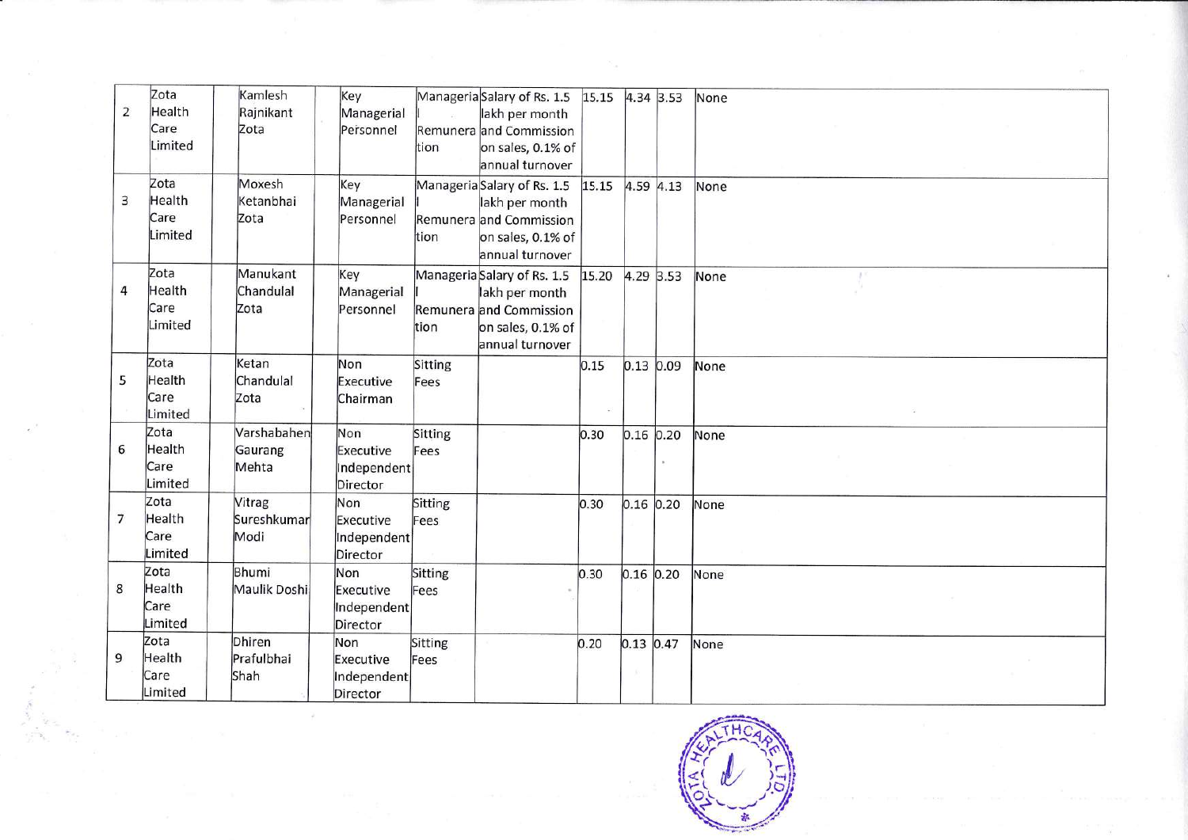| 2 | Zota Health Care Limited | Kamlesh Rajnikant Zota | Key Managerial Personnel | Managerial Remuneration | Salary of Rs. 1.5 lakh per month and Commission on sales, 0.1% of annual turnover | 15.15 | 4.34 | 3.53 | None |
|---|---|---|---|---|---|---|---|---|---|
| 3 | Zota Health Care Limited | Moxesh Ketanbhai Zota | Key Managerial Personnel | Managerial Remuneration | Salary of Rs. 1.5 lakh per month and Commission on sales, 0.1% of annual turnover | 15.15 | 4.59 | 4.13 | None |
| 4 | Zota Health Care Limited | Manukant Chandulal Zota | Key Managerial Personnel | Managerial Remuneration | Salary of Rs. 1.5 lakh per month and Commission on sales, 0.1% of annual turnover | 15.20 | 4.29 | 3.53 | None |
| 5 | Zota Health Care Limited | Ketan Chandulal Zota | Non Executive Chairman | Sitting Fees | | 0.15 | 0.13 | 0.09 | None |
| 6 | Zota Health Care Limited | Varshabahen Gaurang Mehta | Non Executive Independent Director | Sitting Fees | | 0.30 | 0.16 | 0.20 | None |
| 7 | Zota Health Care Limited | Vitrag Sureshkumar Modi | Non Executive Independent Director | Sitting Fees | | 0.30 | 0.16 | 0.20 | None |
| 8 | Zota Health Care Limited | Bhumi Maulik Doshi | Non Executive Independent Director | Sitting Fees | | 0.30 | 0.16 | 0.20 | None |
| 9 | Zota Health Care Limited | Dhiren Prafulbhai Shah | Non Executive Independent Director | Sitting Fees | | 0.20 | 0.13 | 0.47 | None |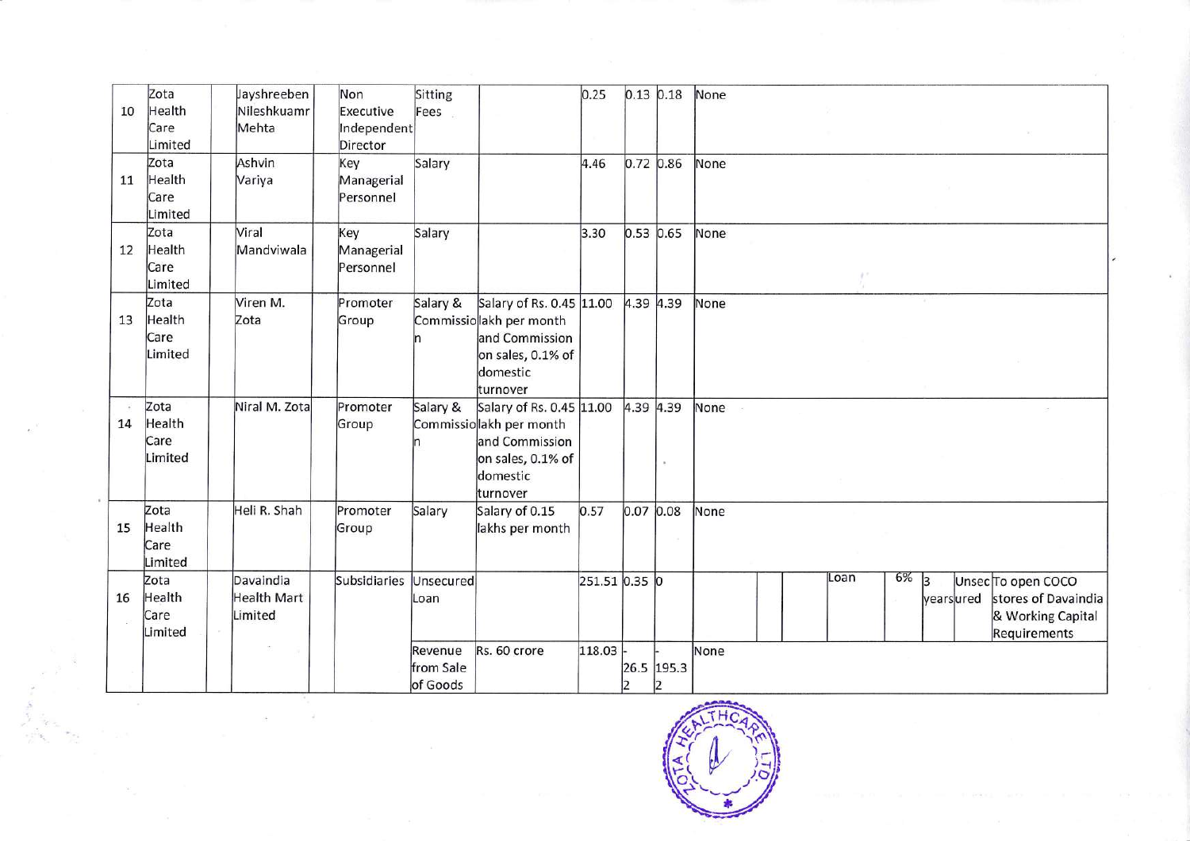| | | | | | | | | | | | | | | | | | |
|---|---|---|---|---|---|---|---|---|---|---|---|---|---|---|---|---|---|
| 10 | Zota Health Care Limited | | Jayshreeben Nileshkuamr Mehta | Non Executive Independent Director | Sitting Fees | | 0.25 | 0.13 | 0.18 | None | | | | | | | |
| 11 | Zota Health Care Limited | | Ashvin Variya | Key Managerial Personnel | Salary | | 4.46 | 0.72 | 0.86 | None | | | | | | | |
| 12 | Zota Health Care Limited | | Viral Mandviwala | Key Managerial Personnel | Salary | | 3.30 | 0.53 | 0.65 | None | | | | | | | |
| 13 | Zota Health Care Limited | | Viren M. Zota | Promoter Group | Salary & Commission | Salary of Rs. 0.45 lakh per month and Commission on sales, 0.1% of domestic turnover | 11.00 | 4.39 | 4.39 | None | | | | | | | |
| 14 | Zota Health Care Limited | | Niral M. Zota | Promoter Group | Salary & Commission | Salary of Rs. 0.45 lakh per month and Commission on sales, 0.1% of domestic turnover | 11.00 | 4.39 | 4.39 | None | | | | | | | |
| 15 | Zota Health Care Limited | | Heli R. Shah | Promoter Group | Salary | Salary of 0.15 lakhs per month | 0.57 | 0.07 | 0.08 | None | | | | | | | |
| 16 | Zota Health Care Limited | | Davaindia Health Mart Limited | Subsidiaries | Unsecured Loan | | 251.51 | 0.35 | 0 | | | | Loan | 6% | 3 years | Unsecured | To open COCO stores of Davaindia & Working Capital Requirements |
| | | | | | Revenue from Sale of Goods | Rs. 60 crore | 118.03 | -26.52 | -195.32 | None | | | | | | | |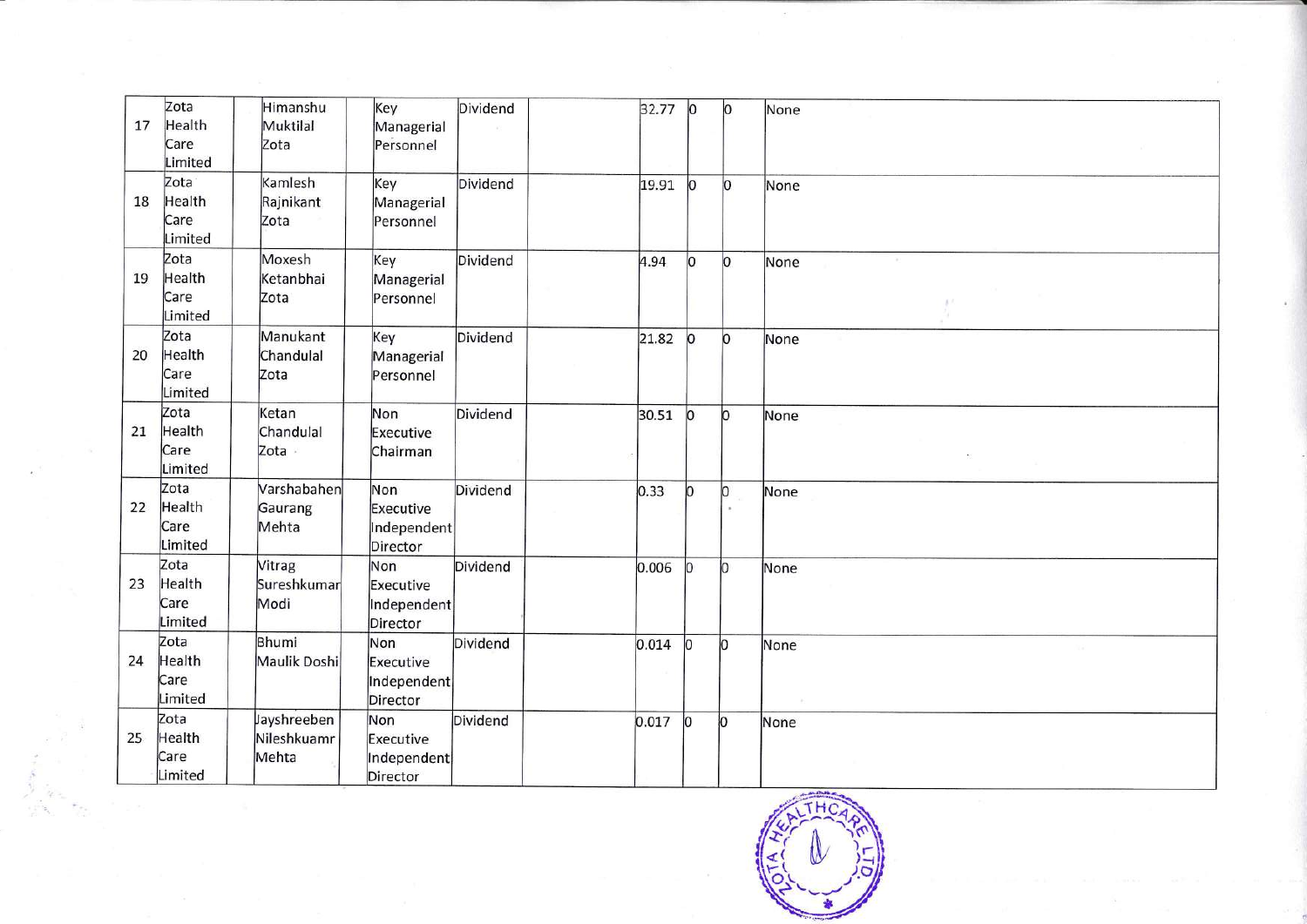| | | | | | | | | | |
|---|---|---|---|---|---|---|---|---|---|
| 17 | Zota Health Care Limited | Himanshu Muktilal Zota | Key Managerial Personnel | Dividend | | 32.77 | 0 | 0 | None |
| 18 | Zota Health Care Limited | Kamlesh Rajnikant Zota | Key Managerial Personnel | Dividend | | 19.91 | 0 | 0 | None |
| 19 | Zota Health Care Limited | Moxesh Ketanbhai Zota | Key Managerial Personnel | Dividend | | 4.94 | 0 | 0 | None |
| 20 | Zota Health Care Limited | Manukant Chandulal Zota | Key Managerial Personnel | Dividend | | 21.82 | 0 | 0 | None |
| 21 | Zota Health Care Limited | Ketan Chandulal Zota | Non Executive Chairman | Dividend | | 30.51 | 0 | 0 | None |
| 22 | Zota Health Care Limited | Varshabahen Gaurang Mehta | Non Executive Independent Director | Dividend | | 0.33 | 0 | 0 | None |
| 23 | Zota Health Care Limited | Vitrag Sureshkumar Modi | Non Executive Independent Director | Dividend | | 0.006 | 0 | 0 | None |
| 24 | Zota Health Care Limited | Bhumi Maulik Doshi | Non Executive Independent Director | Dividend | | 0.014 | 0 | 0 | None |
| 25 | Zota Health Care Limited | Jayshreeben Nileshkuamr Mehta | Non Executive Independent Director | Dividend | | 0.017 | 0 | 0 | None |